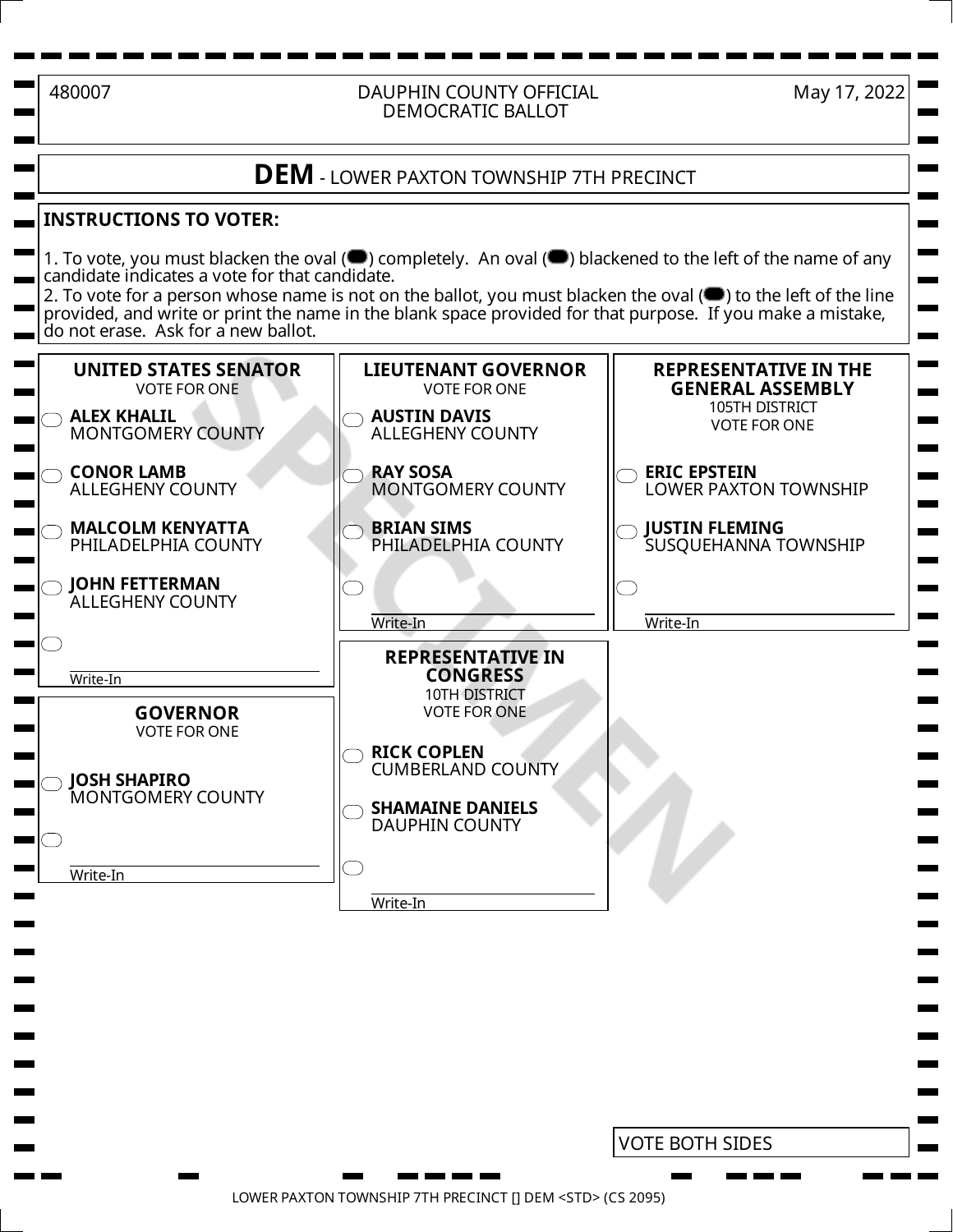480007

DAUPHIN COUNTY OFFICIAL
DEMOCRATIC BALLOT

May 17, 2022

# DEM - LOWER PAXTON TOWNSHIP 7TH PRECINCT

**INSTRUCTIONS TO VOTER:**

1. To vote, you must blacken the oval (⬬) completely. An oval (⬬) blackened to the left of the name of any candidate indicates a vote for that candidate.
2. To vote for a person whose name is not on the ballot, you must blacken the oval (⬬) to the left of the line provided, and write or print the name in the blank space provided for that purpose. If you make a mistake, do not erase. Ask for a new ballot.

## UNITED STATES SENATOR
VOTE FOR ONE

- ⬭ **ALEX KHALIL** MONTGOMERY COUNTY
- ⬭ **CONOR LAMB** ALLEGHENY COUNTY
- ⬭ **MALCOLM KENYATTA** PHILADELPHIA COUNTY
- ⬭ **JOHN FETTERMAN** ALLEGHENY COUNTY
- ⬭ ______ Write-In

## GOVERNOR
VOTE FOR ONE

- ⬭ **JOSH SHAPIRO** MONTGOMERY COUNTY
- ⬭ ______ Write-In

## LIEUTENANT GOVERNOR
VOTE FOR ONE

- ⬭ **AUSTIN DAVIS** ALLEGHENY COUNTY
- ⬭ **RAY SOSA** MONTGOMERY COUNTY
- ⬭ **BRIAN SIMS** PHILADELPHIA COUNTY
- ⬭ ______ Write-In

## REPRESENTATIVE IN CONGRESS
10TH DISTRICT
VOTE FOR ONE

- ⬭ **RICK COPLEN** CUMBERLAND COUNTY
- ⬭ **SHAMAINE DANIELS** DAUPHIN COUNTY
- ⬭ ______ Write-In

## REPRESENTATIVE IN THE GENERAL ASSEMBLY
105TH DISTRICT
VOTE FOR ONE

- ⬭ **ERIC EPSTEIN** LOWER PAXTON TOWNSHIP
- ⬭ **JUSTIN FLEMING** SUSQUEHANNA TOWNSHIP
- ⬭ ______ Write-In

VOTE BOTH SIDES

LOWER PAXTON TOWNSHIP 7TH PRECINCT [] DEM <STD> (CS 2095)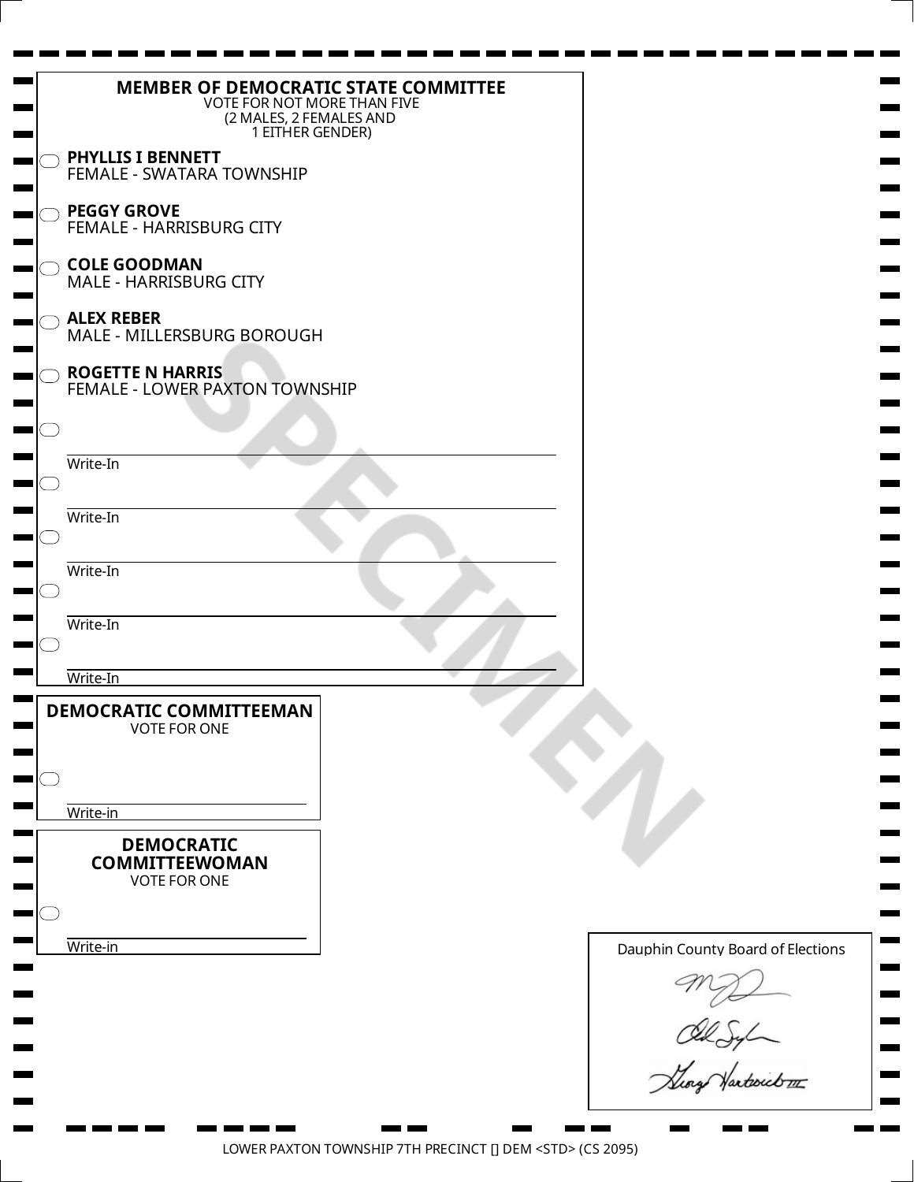## MEMBER OF DEMOCRATIC STATE COMMITTEE

VOTE FOR NOT MORE THAN FIVE
(2 MALES, 2 FEMALES AND
1 EITHER GENDER)

- **PHYLLIS I BENNETT**
  FEMALE - SWATARA TOWNSHIP
- **PEGGY GROVE**
  FEMALE - HARRISBURG CITY
- **COLE GOODMAN**
  MALE - HARRISBURG CITY
- **ALEX REBER**
  MALE - MILLERSBURG BOROUGH
- **ROGETTE N HARRIS**
  FEMALE - LOWER PAXTON TOWNSHIP
- Write-In
- Write-In
- Write-In
- Write-In
- Write-In

## DEMOCRATIC COMMITTEEMAN

VOTE FOR ONE

- Write-in

## DEMOCRATIC COMMITTEEWOMAN

VOTE FOR ONE

- Write-in

SPECIMEN

Dauphin County Board of Elections

LOWER PAXTON TOWNSHIP 7TH PRECINCT [] DEM <STD> (CS 2095)